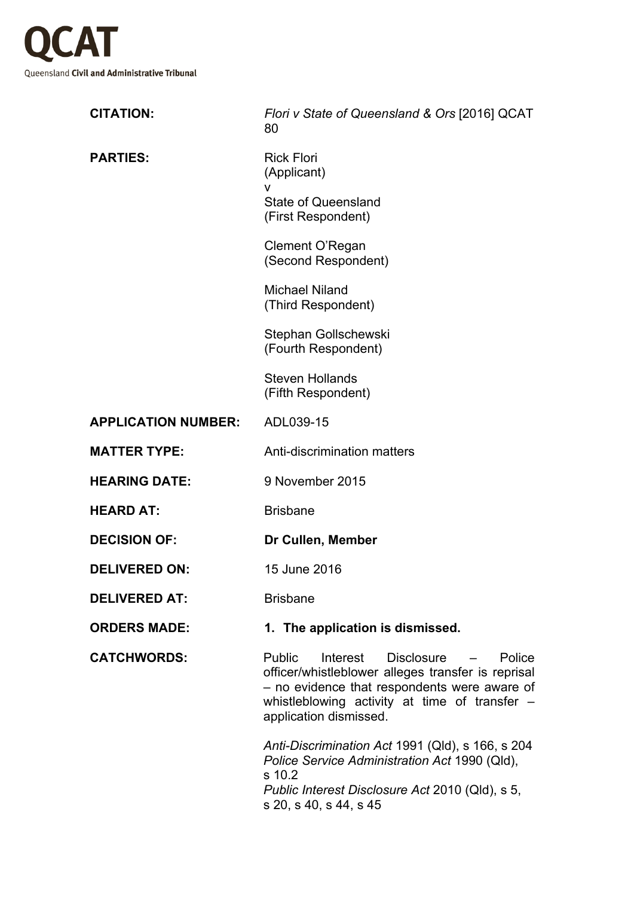# QCAT

Queensland **Civil and Administrative Tribunal**

| | |
|---|---|
| **CITATION:** | *Flori v State of Queensland & Ors* [2016] QCAT 80 |
| **PARTIES:** | Rick Flori (Applicant) v State of Queensland (First Respondent) Clement O'Regan (Second Respondent) Michael Niland (Third Respondent) Stephan Gollschewski (Fourth Respondent) Steven Hollands (Fifth Respondent) |
| **APPLICATION NUMBER:** | ADL039-15 |
| **MATTER TYPE:** | Anti-discrimination matters |
| **HEARING DATE:** | 9 November 2015 |
| **HEARD AT:** | Brisbane |
| **DECISION OF:** | **Dr Cullen, Member** |
| **DELIVERED ON:** | 15 June 2016 |
| **DELIVERED AT:** | Brisbane |
| **ORDERS MADE:** | **1. The application is dismissed.** |
| **CATCHWORDS:** | Public Interest Disclosure – Police officer/whistleblower alleges transfer is reprisal – no evidence that respondents were aware of whistleblowing activity at time of transfer – application dismissed. *Anti-Discrimination Act* 1991 (Qld), s 166, s 204 *Police Service Administration Act* 1990 (Qld), s 10.2 *Public Interest Disclosure Act* 2010 (Qld), s 5, s 20, s 40, s 44, s 45 |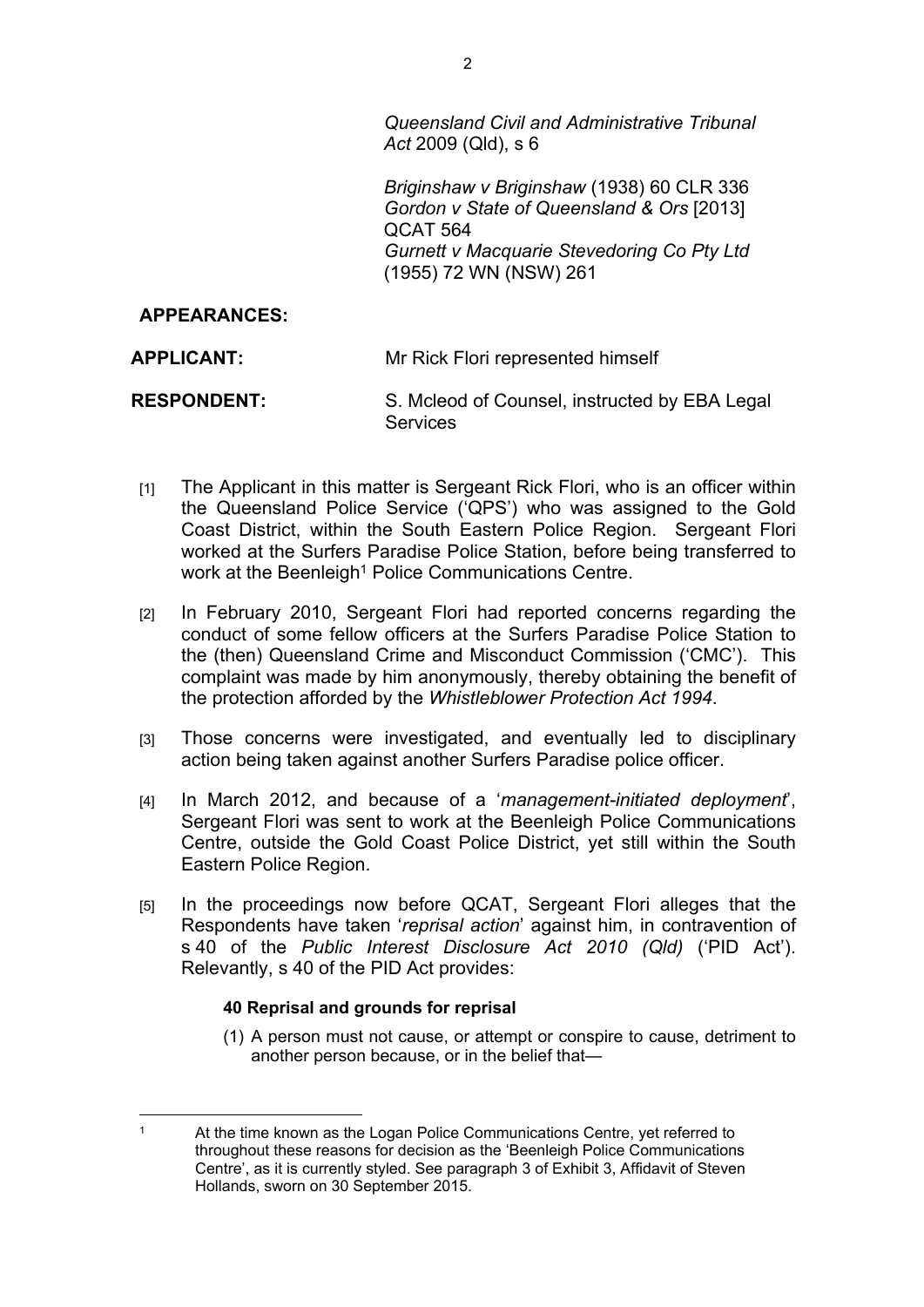*Queensland Civil and Administrative Tribunal Act* 2009 (Qld), s 6

*Briginshaw v Briginshaw* (1938) 60 CLR 336
*Gordon v State of Queensland & Ors* [2013] QCAT 564
*Gurnett v Macquarie Stevedoring Co Pty Ltd* (1955) 72 WN (NSW) 261

**APPEARANCES:**

**APPLICANT:** Mr Rick Flori represented himself

**RESPONDENT:** S. Mcleod of Counsel, instructed by EBA Legal Services

[1] The Applicant in this matter is Sergeant Rick Flori, who is an officer within the Queensland Police Service ('QPS') who was assigned to the Gold Coast District, within the South Eastern Police Region. Sergeant Flori worked at the Surfers Paradise Police Station, before being transferred to work at the Beenleigh[1] Police Communications Centre.

[2] In February 2010, Sergeant Flori had reported concerns regarding the conduct of some fellow officers at the Surfers Paradise Police Station to the (then) Queensland Crime and Misconduct Commission ('CMC'). This complaint was made by him anonymously, thereby obtaining the benefit of the protection afforded by the *Whistleblower Protection Act 1994*.

[3] Those concerns were investigated, and eventually led to disciplinary action being taken against another Surfers Paradise police officer.

[4] In March 2012, and because of a '*management-initiated deployment*', Sergeant Flori was sent to work at the Beenleigh Police Communications Centre, outside the Gold Coast Police District, yet still within the South Eastern Police Region.

[5] In the proceedings now before QCAT, Sergeant Flori alleges that the Respondents have taken '*reprisal action*' against him, in contravention of s 40 of the *Public Interest Disclosure Act 2010 (Qld)* ('PID Act'). Relevantly, s 40 of the PID Act provides:

> **40 Reprisal and grounds for reprisal**
>
> (1) A person must not cause, or attempt or conspire to cause, detriment to another person because, or in the belief that—

[1] At the time known as the Logan Police Communications Centre, yet referred to throughout these reasons for decision as the 'Beenleigh Police Communications Centre', as it is currently styled. See paragraph 3 of Exhibit 3, Affidavit of Steven Hollands, sworn on 30 September 2015.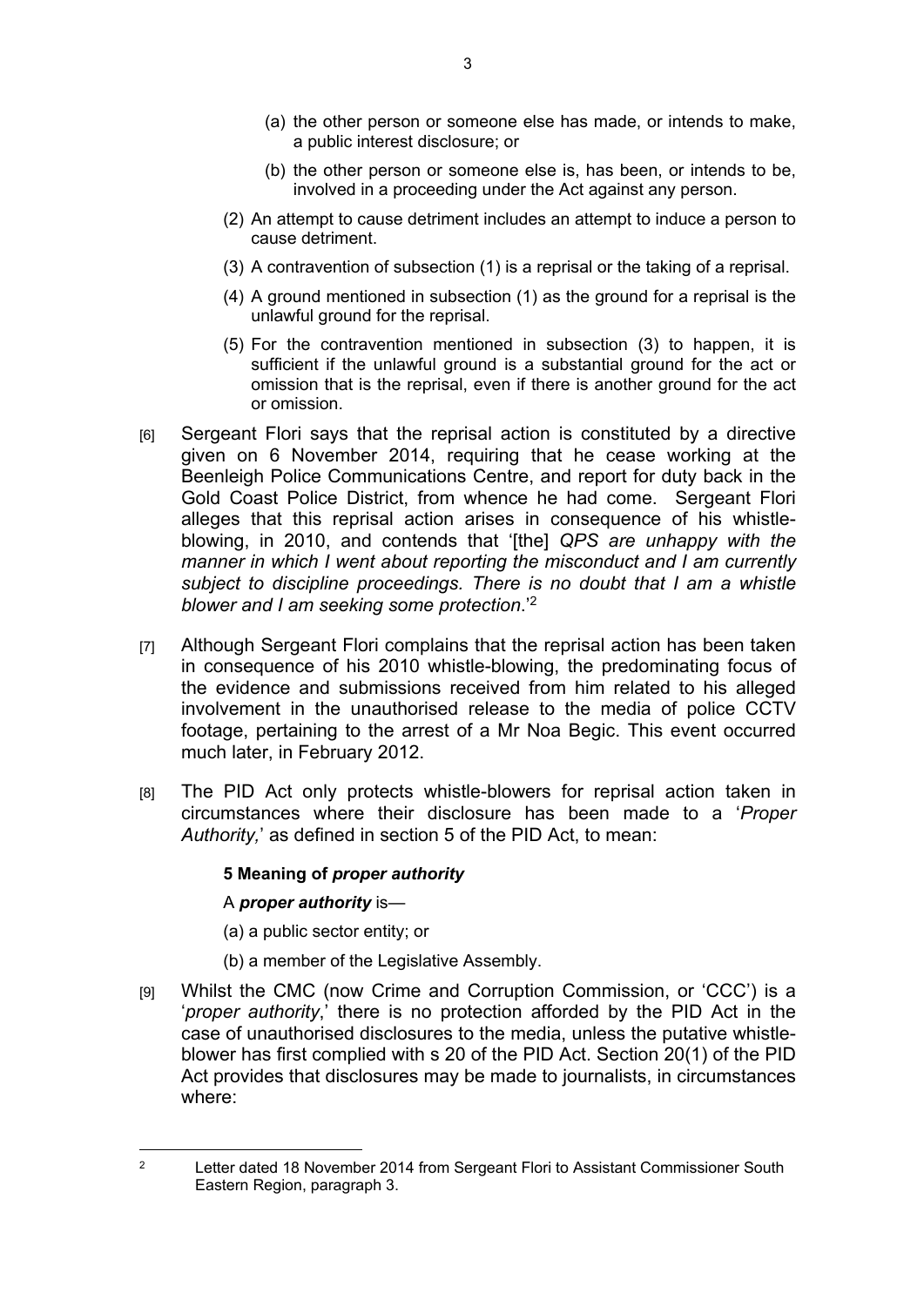(a) the other person or someone else has made, or intends to make, a public interest disclosure; or

(b) the other person or someone else is, has been, or intends to be, involved in a proceeding under the Act against any person.

(2) An attempt to cause detriment includes an attempt to induce a person to cause detriment.

(3) A contravention of subsection (1) is a reprisal or the taking of a reprisal.

(4) A ground mentioned in subsection (1) as the ground for a reprisal is the unlawful ground for the reprisal.

(5) For the contravention mentioned in subsection (3) to happen, it is sufficient if the unlawful ground is a substantial ground for the act or omission that is the reprisal, even if there is another ground for the act or omission.

[6] Sergeant Flori says that the reprisal action is constituted by a directive given on 6 November 2014, requiring that he cease working at the Beenleigh Police Communications Centre, and report for duty back in the Gold Coast Police District, from whence he had come. Sergeant Flori alleges that this reprisal action arises in consequence of his whistle-blowing, in 2010, and contends that '[the] *QPS are unhappy with the manner in which I went about reporting the misconduct and I am currently subject to discipline proceedings. There is no doubt that I am a whistle blower and I am seeking some protection*.'[2]

[7] Although Sergeant Flori complains that the reprisal action has been taken in consequence of his 2010 whistle-blowing, the predominating focus of the evidence and submissions received from him related to his alleged involvement in the unauthorised release to the media of police CCTV footage, pertaining to the arrest of a Mr Noa Begic. This event occurred much later, in February 2012.

[8] The PID Act only protects whistle-blowers for reprisal action taken in circumstances where their disclosure has been made to a '*Proper Authority,*' as defined in section 5 of the PID Act, to mean:

**5 Meaning of *proper authority***

A ***proper authority*** is—

(a) a public sector entity; or

(b) a member of the Legislative Assembly.

[9] Whilst the CMC (now Crime and Corruption Commission, or 'CCC') is a '*proper authority*,' there is no protection afforded by the PID Act in the case of unauthorised disclosures to the media, unless the putative whistle-blower has first complied with s 20 of the PID Act. Section 20(1) of the PID Act provides that disclosures may be made to journalists, in circumstances where:

---

[2] Letter dated 18 November 2014 from Sergeant Flori to Assistant Commissioner South Eastern Region, paragraph 3.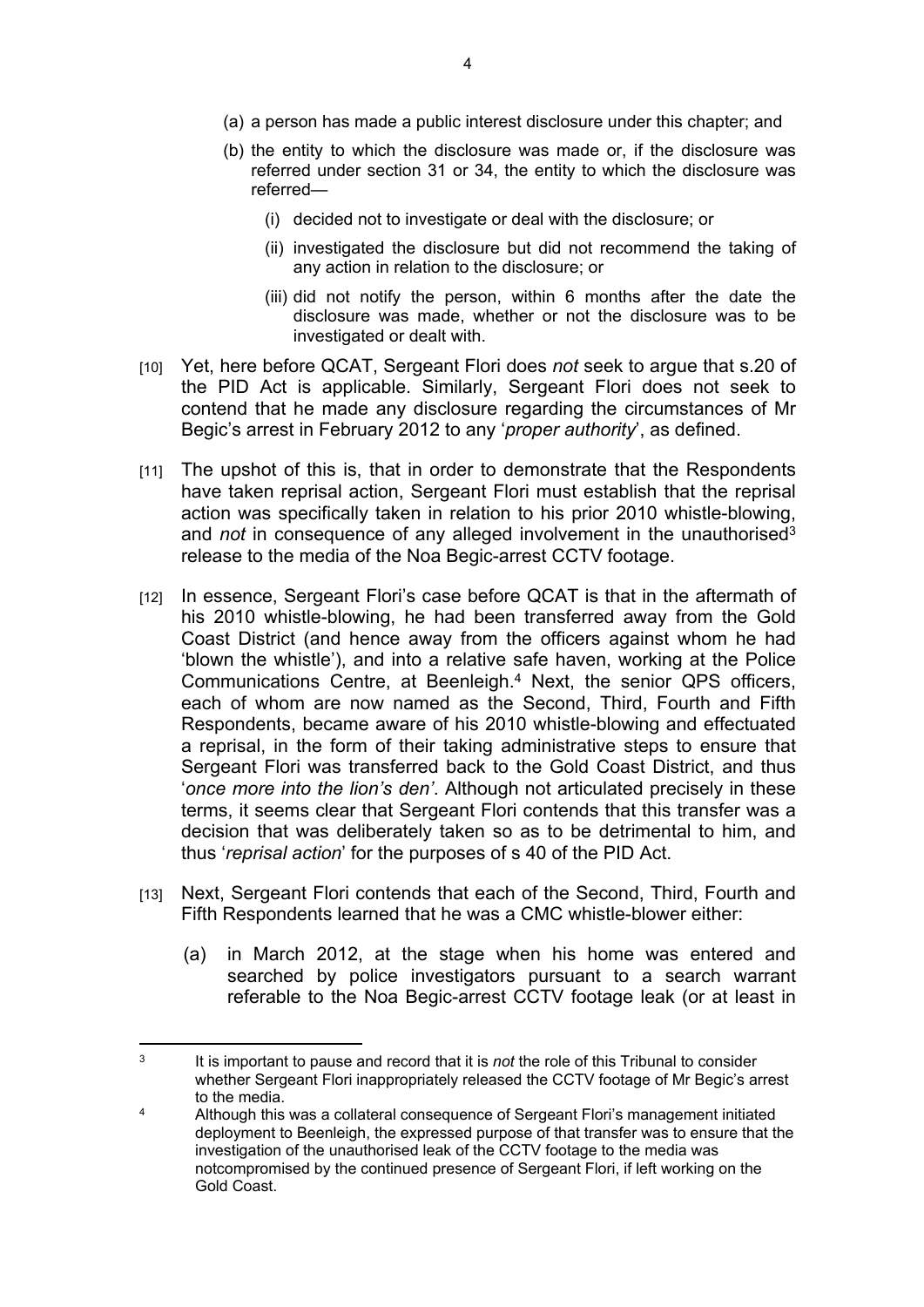(a) a person has made a public interest disclosure under this chapter; and

(b) the entity to which the disclosure was made or, if the disclosure was referred under section 31 or 34, the entity to which the disclosure was referred—

   (i) decided not to investigate or deal with the disclosure; or

   (ii) investigated the disclosure but did not recommend the taking of any action in relation to the disclosure; or

   (iii) did not notify the person, within 6 months after the date the disclosure was made, whether or not the disclosure was to be investigated or dealt with.

[10] Yet, here before QCAT, Sergeant Flori does *not* seek to argue that s.20 of the PID Act is applicable. Similarly, Sergeant Flori does not seek to contend that he made any disclosure regarding the circumstances of Mr Begic's arrest in February 2012 to any '*proper authority*', as defined.

[11] The upshot of this is, that in order to demonstrate that the Respondents have taken reprisal action, Sergeant Flori must establish that the reprisal action was specifically taken in relation to his prior 2010 whistle-blowing, and *not* in consequence of any alleged involvement in the unauthorised[3] release to the media of the Noa Begic-arrest CCTV footage.

[12] In essence, Sergeant Flori's case before QCAT is that in the aftermath of his 2010 whistle-blowing, he had been transferred away from the Gold Coast District (and hence away from the officers against whom he had 'blown the whistle'), and into a relative safe haven, working at the Police Communications Centre, at Beenleigh.[4] Next, the senior QPS officers, each of whom are now named as the Second, Third, Fourth and Fifth Respondents, became aware of his 2010 whistle-blowing and effectuated a reprisal, in the form of their taking administrative steps to ensure that Sergeant Flori was transferred back to the Gold Coast District, and thus '*once more into the lion's den'*. Although not articulated precisely in these terms, it seems clear that Sergeant Flori contends that this transfer was a decision that was deliberately taken so as to be detrimental to him, and thus '*reprisal action*' for the purposes of s 40 of the PID Act.

[13] Next, Sergeant Flori contends that each of the Second, Third, Fourth and Fifth Respondents learned that he was a CMC whistle-blower either:

(a) in March 2012, at the stage when his home was entered and searched by police investigators pursuant to a search warrant referable to the Noa Begic-arrest CCTV footage leak (or at least in

---

[3] It is important to pause and record that it is *not* the role of this Tribunal to consider whether Sergeant Flori inappropriately released the CCTV footage of Mr Begic's arrest to the media.

[4] Although this was a collateral consequence of Sergeant Flori's management initiated deployment to Beenleigh, the expressed purpose of that transfer was to ensure that the investigation of the unauthorised leak of the CCTV footage to the media was notcompromised by the continued presence of Sergeant Flori, if left working on the Gold Coast.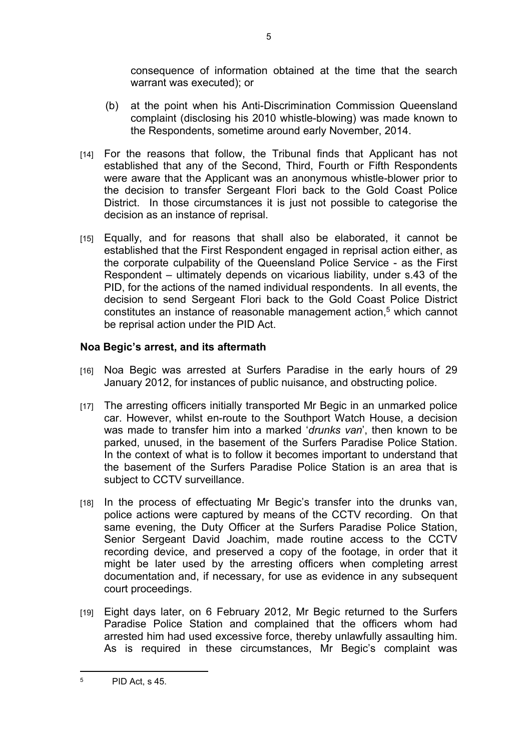consequence of information obtained at the time that the search warrant was executed); or

(b) at the point when his Anti-Discrimination Commission Queensland complaint (disclosing his 2010 whistle-blowing) was made known to the Respondents, sometime around early November, 2014.

[14] For the reasons that follow, the Tribunal finds that Applicant has not established that any of the Second, Third, Fourth or Fifth Respondents were aware that the Applicant was an anonymous whistle-blower prior to the decision to transfer Sergeant Flori back to the Gold Coast Police District. In those circumstances it is just not possible to categorise the decision as an instance of reprisal.

[15] Equally, and for reasons that shall also be elaborated, it cannot be established that the First Respondent engaged in reprisal action either, as the corporate culpability of the Queensland Police Service - as the First Respondent – ultimately depends on vicarious liability, under s.43 of the PID, for the actions of the named individual respondents. In all events, the decision to send Sergeant Flori back to the Gold Coast Police District constitutes an instance of reasonable management action,[5] which cannot be reprisal action under the PID Act.

## Noa Begic's arrest, and its aftermath

[16] Noa Begic was arrested at Surfers Paradise in the early hours of 29 January 2012, for instances of public nuisance, and obstructing police.

[17] The arresting officers initially transported Mr Begic in an unmarked police car. However, whilst en-route to the Southport Watch House, a decision was made to transfer him into a marked '*drunks van*', then known to be parked, unused, in the basement of the Surfers Paradise Police Station. In the context of what is to follow it becomes important to understand that the basement of the Surfers Paradise Police Station is an area that is subject to CCTV surveillance.

[18] In the process of effectuating Mr Begic's transfer into the drunks van, police actions were captured by means of the CCTV recording. On that same evening, the Duty Officer at the Surfers Paradise Police Station, Senior Sergeant David Joachim, made routine access to the CCTV recording device, and preserved a copy of the footage, in order that it might be later used by the arresting officers when completing arrest documentation and, if necessary, for use as evidence in any subsequent court proceedings.

[19] Eight days later, on 6 February 2012, Mr Begic returned to the Surfers Paradise Police Station and complained that the officers whom had arrested him had used excessive force, thereby unlawfully assaulting him. As is required in these circumstances, Mr Begic's complaint was

---

[5] PID Act, s 45.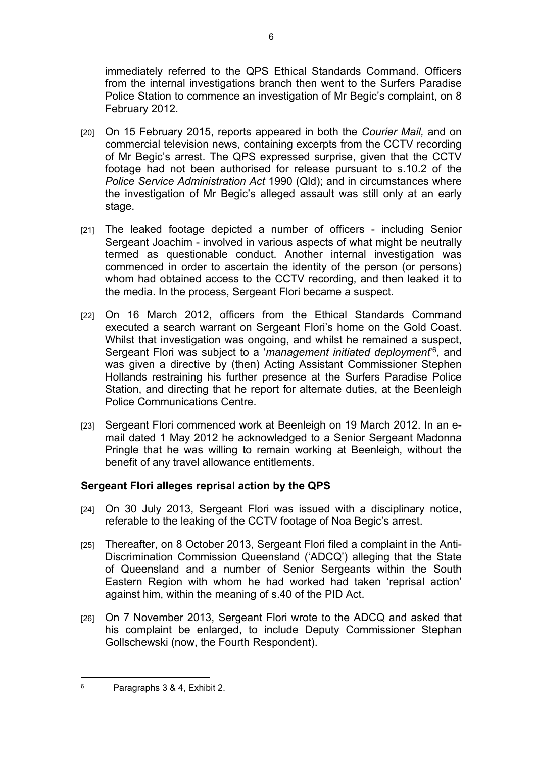immediately referred to the QPS Ethical Standards Command. Officers from the internal investigations branch then went to the Surfers Paradise Police Station to commence an investigation of Mr Begic's complaint, on 8 February 2012.

[20] On 15 February 2015, reports appeared in both the *Courier Mail,* and on commercial television news, containing excerpts from the CCTV recording of Mr Begic's arrest. The QPS expressed surprise, given that the CCTV footage had not been authorised for release pursuant to s.10.2 of the *Police Service Administration Act* 1990 (Qld); and in circumstances where the investigation of Mr Begic's alleged assault was still only at an early stage.

[21] The leaked footage depicted a number of officers - including Senior Sergeant Joachim - involved in various aspects of what might be neutrally termed as questionable conduct. Another internal investigation was commenced in order to ascertain the identity of the person (or persons) whom had obtained access to the CCTV recording, and then leaked it to the media. In the process, Sergeant Flori became a suspect.

[22] On 16 March 2012, officers from the Ethical Standards Command executed a search warrant on Sergeant Flori's home on the Gold Coast. Whilst that investigation was ongoing, and whilst he remained a suspect, Sergeant Flori was subject to a '*management initiated deployment*'[6], and was given a directive by (then) Acting Assistant Commissioner Stephen Hollands restraining his further presence at the Surfers Paradise Police Station, and directing that he report for alternate duties, at the Beenleigh Police Communications Centre.

[23] Sergeant Flori commenced work at Beenleigh on 19 March 2012. In an e-mail dated 1 May 2012 he acknowledged to a Senior Sergeant Madonna Pringle that he was willing to remain working at Beenleigh, without the benefit of any travel allowance entitlements.

### Sergeant Flori alleges reprisal action by the QPS

[24] On 30 July 2013, Sergeant Flori was issued with a disciplinary notice, referable to the leaking of the CCTV footage of Noa Begic's arrest.

[25] Thereafter, on 8 October 2013, Sergeant Flori filed a complaint in the Anti-Discrimination Commission Queensland ('ADCQ') alleging that the State of Queensland and a number of Senior Sergeants within the South Eastern Region with whom he had worked had taken 'reprisal action' against him, within the meaning of s.40 of the PID Act.

[26] On 7 November 2013, Sergeant Flori wrote to the ADCQ and asked that his complaint be enlarged, to include Deputy Commissioner Stephan Gollschewski (now, the Fourth Respondent).

---

[6] Paragraphs 3 & 4, Exhibit 2.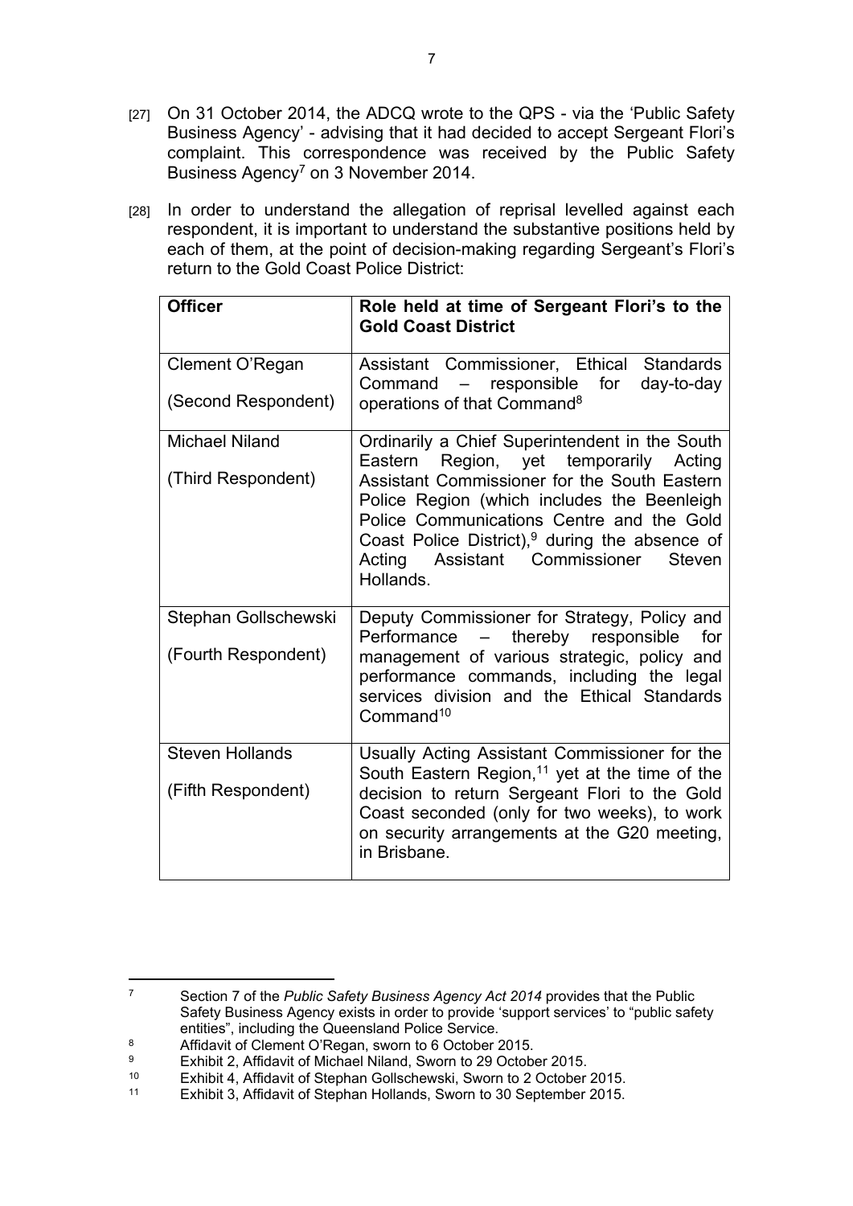[27] On 31 October 2014, the ADCQ wrote to the QPS - via the 'Public Safety Business Agency' - advising that it had decided to accept Sergeant Flori's complaint. This correspondence was received by the Public Safety Business Agency[7] on 3 November 2014.

[28] In order to understand the allegation of reprisal levelled against each respondent, it is important to understand the substantive positions held by each of them, at the point of decision-making regarding Sergeant's Flori's return to the Gold Coast Police District:

| Officer | Role held at time of Sergeant Flori's to the Gold Coast District |
|---|---|
| Clement O'Regan (Second Respondent) | Assistant Commissioner, Ethical Standards Command – responsible for day-to-day operations of that Command[8] |
| Michael Niland (Third Respondent) | Ordinarily a Chief Superintendent in the South Eastern Region, yet temporarily Acting Assistant Commissioner for the South Eastern Police Region (which includes the Beenleigh Police Communications Centre and the Gold Coast Police District),[9] during the absence of Acting Assistant Commissioner Steven Hollands. |
| Stephan Gollschewski (Fourth Respondent) | Deputy Commissioner for Strategy, Policy and Performance – thereby responsible for management of various strategic, policy and performance commands, including the legal services division and the Ethical Standards Command[10] |
| Steven Hollands (Fifth Respondent) | Usually Acting Assistant Commissioner for the South Eastern Region,[11] yet at the time of the decision to return Sergeant Flori to the Gold Coast seconded (only for two weeks), to work on security arrangements at the G20 meeting, in Brisbane. |

---

[7] Section 7 of the *Public Safety Business Agency Act 2014* provides that the Public Safety Business Agency exists in order to provide 'support services' to "public safety entities", including the Queensland Police Service.

[8] Affidavit of Clement O'Regan, sworn to 6 October 2015.

[9] Exhibit 2, Affidavit of Michael Niland, Sworn to 29 October 2015.

[10] Exhibit 4, Affidavit of Stephan Gollschewski, Sworn to 2 October 2015.

[11] Exhibit 3, Affidavit of Stephan Hollands, Sworn to 30 September 2015.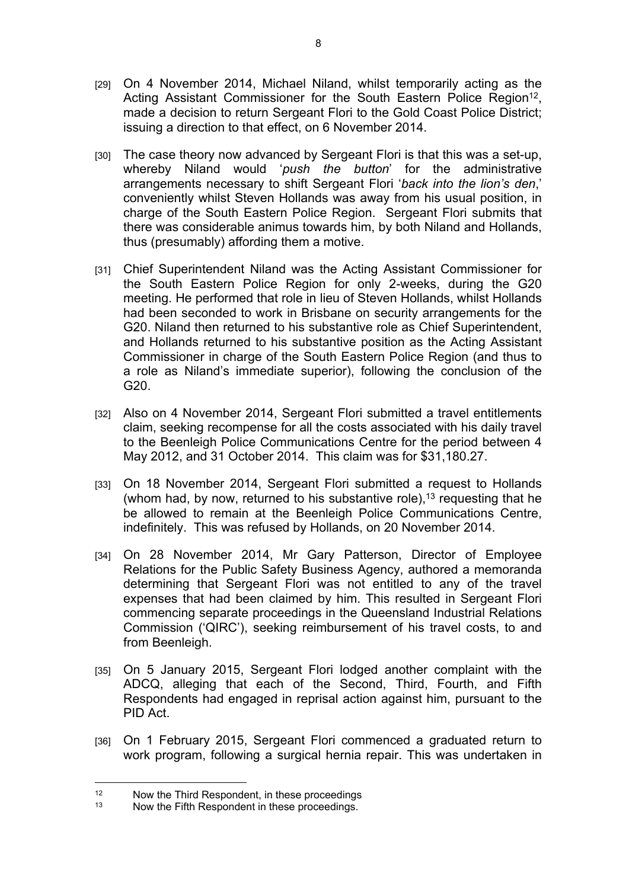[29] On 4 November 2014, Michael Niland, whilst temporarily acting as the Acting Assistant Commissioner for the South Eastern Police Region[12], made a decision to return Sergeant Flori to the Gold Coast Police District; issuing a direction to that effect, on 6 November 2014.

[30] The case theory now advanced by Sergeant Flori is that this was a set-up, whereby Niland would '*push the button*' for the administrative arrangements necessary to shift Sergeant Flori '*back into the lion's den*,' conveniently whilst Steven Hollands was away from his usual position, in charge of the South Eastern Police Region. Sergeant Flori submits that there was considerable animus towards him, by both Niland and Hollands, thus (presumably) affording them a motive.

[31] Chief Superintendent Niland was the Acting Assistant Commissioner for the South Eastern Police Region for only 2-weeks, during the G20 meeting. He performed that role in lieu of Steven Hollands, whilst Hollands had been seconded to work in Brisbane on security arrangements for the G20. Niland then returned to his substantive role as Chief Superintendent, and Hollands returned to his substantive position as the Acting Assistant Commissioner in charge of the South Eastern Police Region (and thus to a role as Niland's immediate superior), following the conclusion of the G20.

[32] Also on 4 November 2014, Sergeant Flori submitted a travel entitlements claim, seeking recompense for all the costs associated with his daily travel to the Beenleigh Police Communications Centre for the period between 4 May 2012, and 31 October 2014. This claim was for $31,180.27.

[33] On 18 November 2014, Sergeant Flori submitted a request to Hollands (whom had, by now, returned to his substantive role),[13] requesting that he be allowed to remain at the Beenleigh Police Communications Centre, indefinitely. This was refused by Hollands, on 20 November 2014.

[34] On 28 November 2014, Mr Gary Patterson, Director of Employee Relations for the Public Safety Business Agency, authored a memoranda determining that Sergeant Flori was not entitled to any of the travel expenses that had been claimed by him. This resulted in Sergeant Flori commencing separate proceedings in the Queensland Industrial Relations Commission ('QIRC'), seeking reimbursement of his travel costs, to and from Beenleigh.

[35] On 5 January 2015, Sergeant Flori lodged another complaint with the ADCQ, alleging that each of the Second, Third, Fourth, and Fifth Respondents had engaged in reprisal action against him, pursuant to the PID Act.

[36] On 1 February 2015, Sergeant Flori commenced a graduated return to work program, following a surgical hernia repair. This was undertaken in

---

[12] Now the Third Respondent, in these proceedings

[13] Now the Fifth Respondent in these proceedings.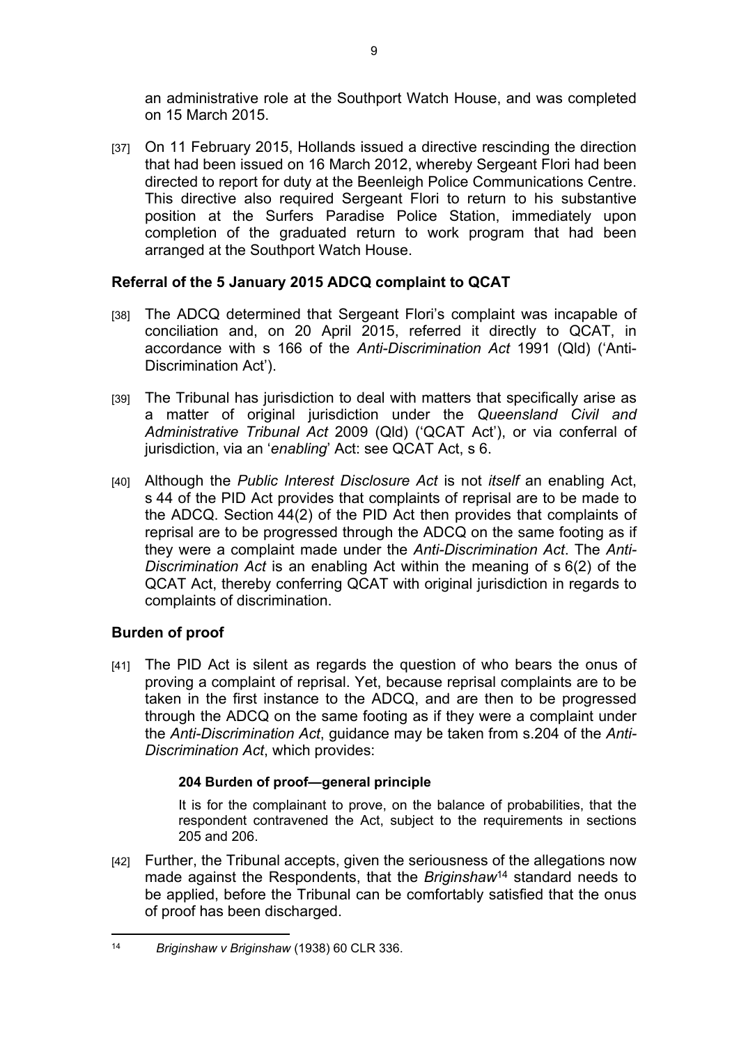an administrative role at the Southport Watch House, and was completed on 15 March 2015.

[37] On 11 February 2015, Hollands issued a directive rescinding the direction that had been issued on 16 March 2012, whereby Sergeant Flori had been directed to report for duty at the Beenleigh Police Communications Centre. This directive also required Sergeant Flori to return to his substantive position at the Surfers Paradise Police Station, immediately upon completion of the graduated return to work program that had been arranged at the Southport Watch House.

## Referral of the 5 January 2015 ADCQ complaint to QCAT

[38] The ADCQ determined that Sergeant Flori's complaint was incapable of conciliation and, on 20 April 2015, referred it directly to QCAT, in accordance with s 166 of the *Anti-Discrimination Act* 1991 (Qld) ('Anti-Discrimination Act').

[39] The Tribunal has jurisdiction to deal with matters that specifically arise as a matter of original jurisdiction under the *Queensland Civil and Administrative Tribunal Act* 2009 (Qld) ('QCAT Act'), or via conferral of jurisdiction, via an '*enabling*' Act: see QCAT Act, s 6.

[40] Although the *Public Interest Disclosure Act* is not *itself* an enabling Act, s 44 of the PID Act provides that complaints of reprisal are to be made to the ADCQ. Section 44(2) of the PID Act then provides that complaints of reprisal are to be progressed through the ADCQ on the same footing as if they were a complaint made under the *Anti-Discrimination Act*. The *Anti-Discrimination Act* is an enabling Act within the meaning of s 6(2) of the QCAT Act, thereby conferring QCAT with original jurisdiction in regards to complaints of discrimination.

## Burden of proof

[41] The PID Act is silent as regards the question of who bears the onus of proving a complaint of reprisal. Yet, because reprisal complaints are to be taken in the first instance to the ADCQ, and are then to be progressed through the ADCQ on the same footing as if they were a complaint under the *Anti-Discrimination Act*, guidance may be taken from s.204 of the *Anti-Discrimination Act*, which provides:

> **204 Burden of proof—general principle**
>
> It is for the complainant to prove, on the balance of probabilities, that the respondent contravened the Act, subject to the requirements in sections 205 and 206.

[42] Further, the Tribunal accepts, given the seriousness of the allegations now made against the Respondents, that the *Briginshaw*[14] standard needs to be applied, before the Tribunal can be comfortably satisfied that the onus of proof has been discharged.

---

[14] *Briginshaw v Briginshaw* (1938) 60 CLR 336.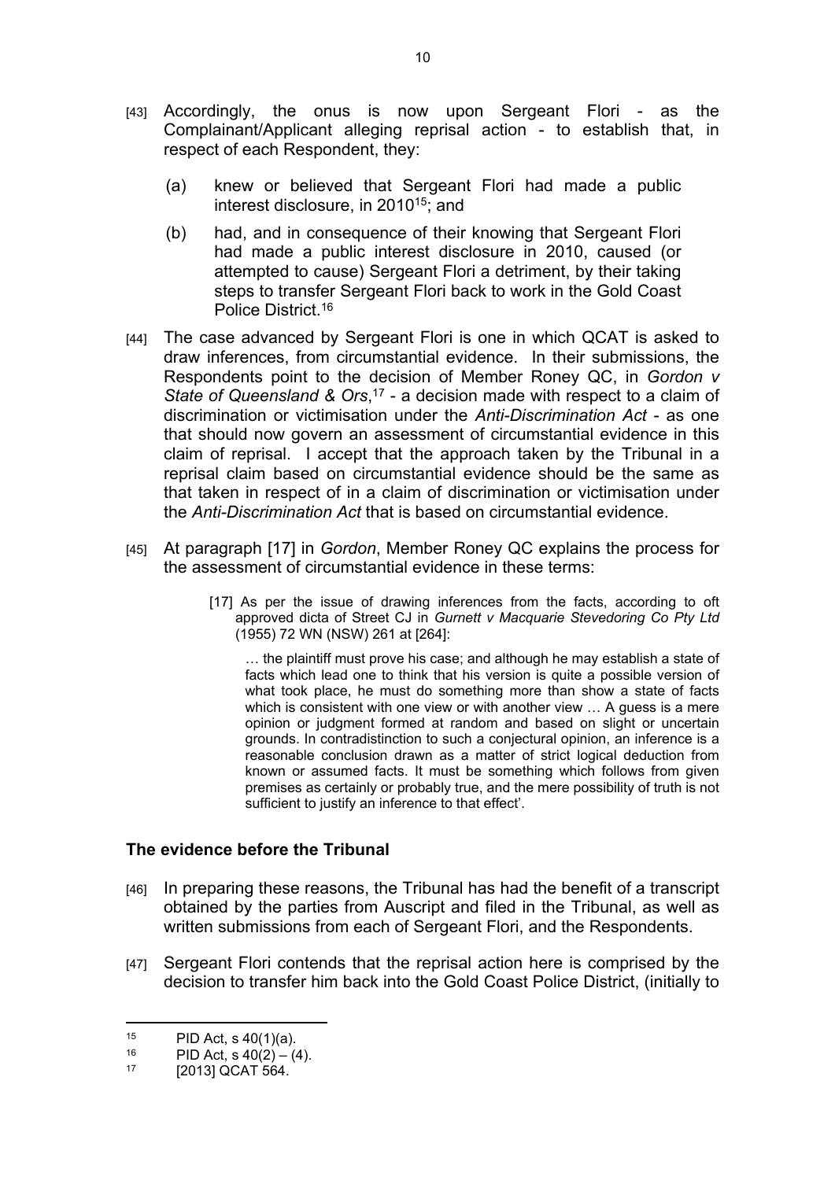[43] Accordingly, the onus is now upon Sergeant Flori - as the Complainant/Applicant alleging reprisal action - to establish that, in respect of each Respondent, they:

(a) knew or believed that Sergeant Flori had made a public interest disclosure, in 2010[15]; and

(b) had, and in consequence of their knowing that Sergeant Flori had made a public interest disclosure in 2010, caused (or attempted to cause) Sergeant Flori a detriment, by their taking steps to transfer Sergeant Flori back to work in the Gold Coast Police District.[16]

[44] The case advanced by Sergeant Flori is one in which QCAT is asked to draw inferences, from circumstantial evidence. In their submissions, the Respondents point to the decision of Member Roney QC, in *Gordon v State of Queensland & Ors*,[17] - a decision made with respect to a claim of discrimination or victimisation under the *Anti-Discrimination Act* - as one that should now govern an assessment of circumstantial evidence in this claim of reprisal. I accept that the approach taken by the Tribunal in a reprisal claim based on circumstantial evidence should be the same as that taken in respect of in a claim of discrimination or victimisation under the *Anti-Discrimination Act* that is based on circumstantial evidence.

[45] At paragraph [17] in *Gordon*, Member Roney QC explains the process for the assessment of circumstantial evidence in these terms:

> [17] As per the issue of drawing inferences from the facts, according to oft approved dicta of Street CJ in *Gurnett v Macquarie Stevedoring Co Pty Ltd* (1955) 72 WN (NSW) 261 at [264]:
>
> > … the plaintiff must prove his case; and although he may establish a state of facts which lead one to think that his version is quite a possible version of what took place, he must do something more than show a state of facts which is consistent with one view or with another view … A guess is a mere opinion or judgment formed at random and based on slight or uncertain grounds. In contradistinction to such a conjectural opinion, an inference is a reasonable conclusion drawn as a matter of strict logical deduction from known or assumed facts. It must be something which follows from given premises as certainly or probably true, and the mere possibility of truth is not sufficient to justify an inference to that effect'.

## The evidence before the Tribunal

[46] In preparing these reasons, the Tribunal has had the benefit of a transcript obtained by the parties from Auscript and filed in the Tribunal, as well as written submissions from each of Sergeant Flori, and the Respondents.

[47] Sergeant Flori contends that the reprisal action here is comprised by the decision to transfer him back into the Gold Coast Police District, (initially to

---

[15] PID Act, s 40(1)(a).

[16] PID Act, s 40(2) – (4).

[17] [2013] QCAT 564.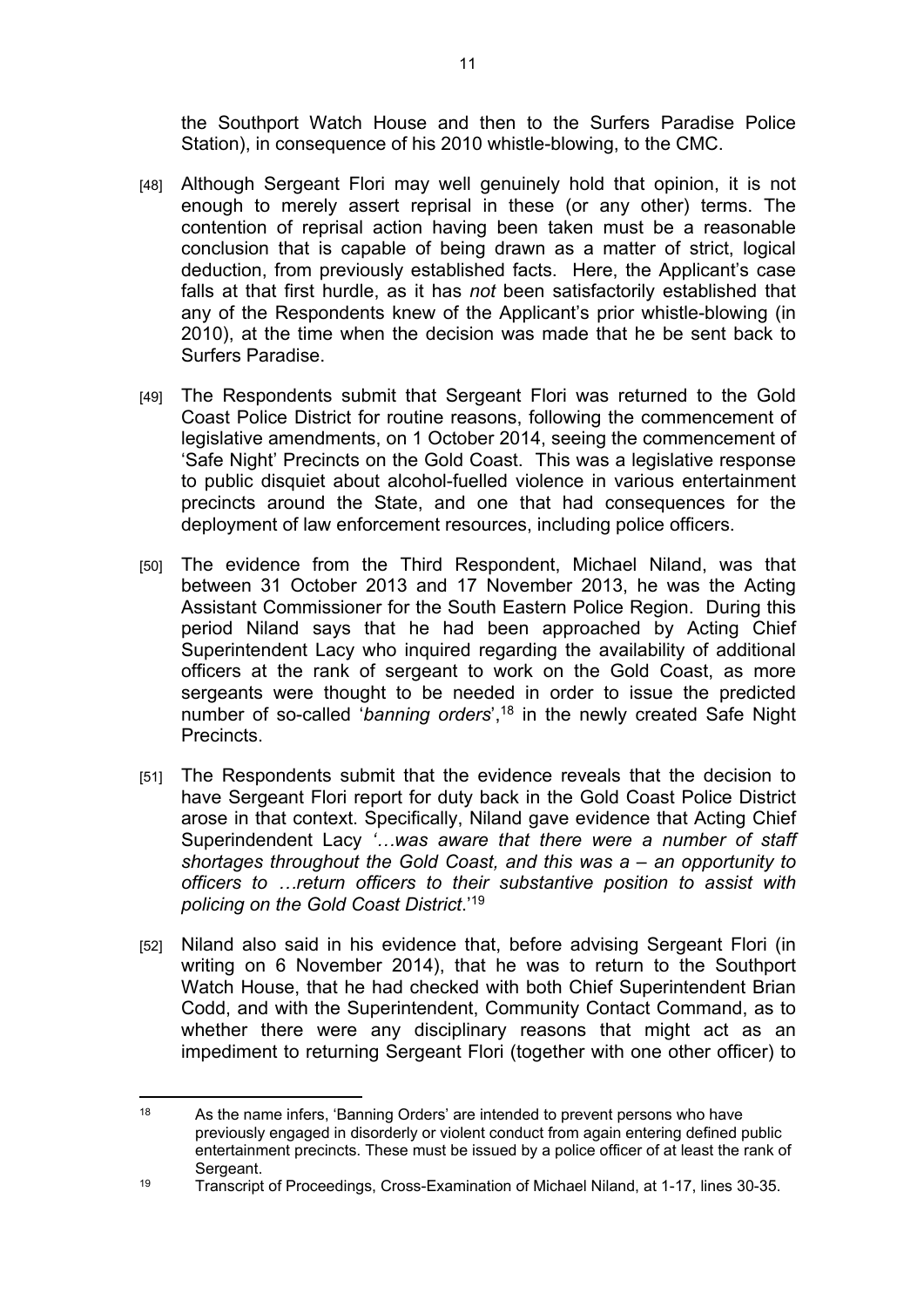the Southport Watch House and then to the Surfers Paradise Police Station), in consequence of his 2010 whistle-blowing, to the CMC.

[48] Although Sergeant Flori may well genuinely hold that opinion, it is not enough to merely assert reprisal in these (or any other) terms. The contention of reprisal action having been taken must be a reasonable conclusion that is capable of being drawn as a matter of strict, logical deduction, from previously established facts. Here, the Applicant's case falls at that first hurdle, as it has *not* been satisfactorily established that any of the Respondents knew of the Applicant's prior whistle-blowing (in 2010), at the time when the decision was made that he be sent back to Surfers Paradise.

[49] The Respondents submit that Sergeant Flori was returned to the Gold Coast Police District for routine reasons, following the commencement of legislative amendments, on 1 October 2014, seeing the commencement of 'Safe Night' Precincts on the Gold Coast. This was a legislative response to public disquiet about alcohol-fuelled violence in various entertainment precincts around the State, and one that had consequences for the deployment of law enforcement resources, including police officers.

[50] The evidence from the Third Respondent, Michael Niland, was that between 31 October 2013 and 17 November 2013, he was the Acting Assistant Commissioner for the South Eastern Police Region. During this period Niland says that he had been approached by Acting Chief Superintendent Lacy who inquired regarding the availability of additional officers at the rank of sergeant to work on the Gold Coast, as more sergeants were thought to be needed in order to issue the predicted number of so-called '*banning orders*',[18] in the newly created Safe Night Precincts.

[51] The Respondents submit that the evidence reveals that the decision to have Sergeant Flori report for duty back in the Gold Coast Police District arose in that context. Specifically, Niland gave evidence that Acting Chief Superindendent Lacy *'…was aware that there were a number of staff shortages throughout the Gold Coast, and this was a – an opportunity to officers to …return officers to their substantive position to assist with policing on the Gold Coast District*.'[19]

[52] Niland also said in his evidence that, before advising Sergeant Flori (in writing on 6 November 2014), that he was to return to the Southport Watch House, that he had checked with both Chief Superintendent Brian Codd, and with the Superintendent, Community Contact Command, as to whether there were any disciplinary reasons that might act as an impediment to returning Sergeant Flori (together with one other officer) to

---

[18] As the name infers, 'Banning Orders' are intended to prevent persons who have previously engaged in disorderly or violent conduct from again entering defined public entertainment precincts. These must be issued by a police officer of at least the rank of Sergeant.

[19] Transcript of Proceedings, Cross-Examination of Michael Niland, at 1-17, lines 30-35.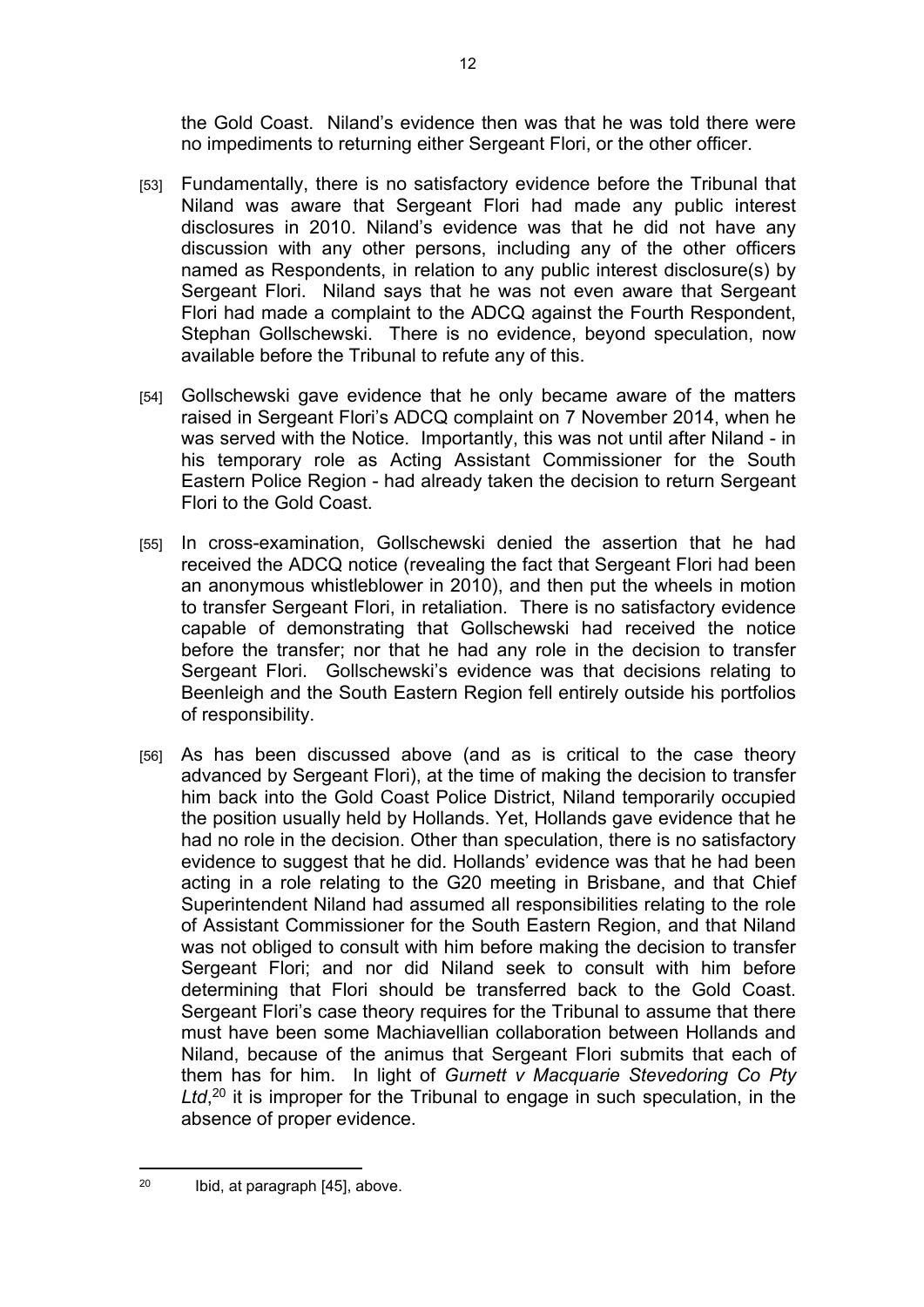the Gold Coast. Niland's evidence then was that he was told there were no impediments to returning either Sergeant Flori, or the other officer.

[53] Fundamentally, there is no satisfactory evidence before the Tribunal that Niland was aware that Sergeant Flori had made any public interest disclosures in 2010. Niland's evidence was that he did not have any discussion with any other persons, including any of the other officers named as Respondents, in relation to any public interest disclosure(s) by Sergeant Flori. Niland says that he was not even aware that Sergeant Flori had made a complaint to the ADCQ against the Fourth Respondent, Stephan Gollschewski. There is no evidence, beyond speculation, now available before the Tribunal to refute any of this.

[54] Gollschewski gave evidence that he only became aware of the matters raised in Sergeant Flori's ADCQ complaint on 7 November 2014, when he was served with the Notice. Importantly, this was not until after Niland - in his temporary role as Acting Assistant Commissioner for the South Eastern Police Region - had already taken the decision to return Sergeant Flori to the Gold Coast.

[55] In cross-examination, Gollschewski denied the assertion that he had received the ADCQ notice (revealing the fact that Sergeant Flori had been an anonymous whistleblower in 2010), and then put the wheels in motion to transfer Sergeant Flori, in retaliation. There is no satisfactory evidence capable of demonstrating that Gollschewski had received the notice before the transfer; nor that he had any role in the decision to transfer Sergeant Flori. Gollschewski's evidence was that decisions relating to Beenleigh and the South Eastern Region fell entirely outside his portfolios of responsibility.

[56] As has been discussed above (and as is critical to the case theory advanced by Sergeant Flori), at the time of making the decision to transfer him back into the Gold Coast Police District, Niland temporarily occupied the position usually held by Hollands. Yet, Hollands gave evidence that he had no role in the decision. Other than speculation, there is no satisfactory evidence to suggest that he did. Hollands' evidence was that he had been acting in a role relating to the G20 meeting in Brisbane, and that Chief Superintendent Niland had assumed all responsibilities relating to the role of Assistant Commissioner for the South Eastern Region, and that Niland was not obliged to consult with him before making the decision to transfer Sergeant Flori; and nor did Niland seek to consult with him before determining that Flori should be transferred back to the Gold Coast. Sergeant Flori's case theory requires for the Tribunal to assume that there must have been some Machiavellian collaboration between Hollands and Niland, because of the animus that Sergeant Flori submits that each of them has for him. In light of *Gurnett v Macquarie Stevedoring Co Pty Ltd*,[20] it is improper for the Tribunal to engage in such speculation, in the absence of proper evidence.

---

[20] Ibid, at paragraph [45], above.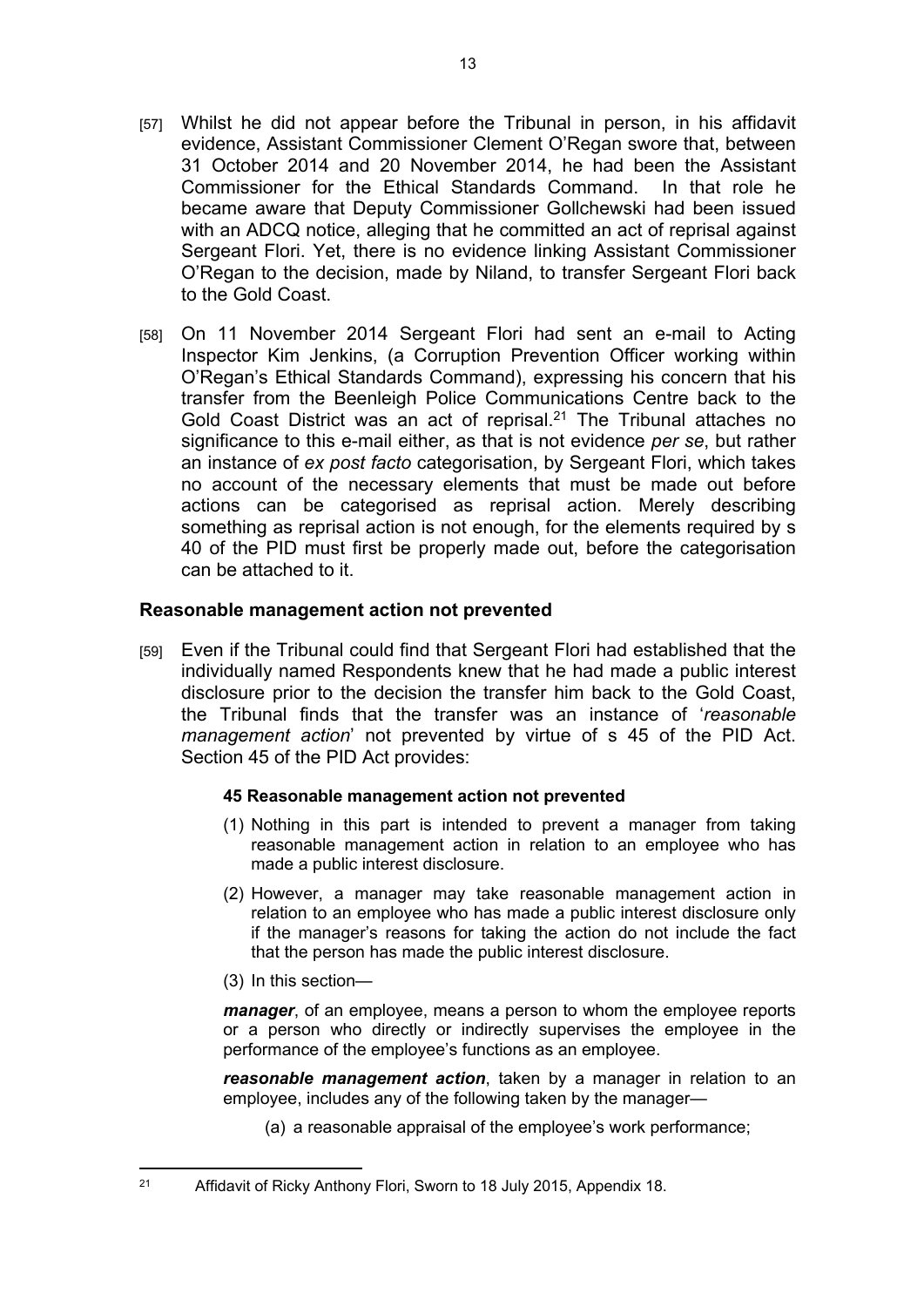[57] Whilst he did not appear before the Tribunal in person, in his affidavit evidence, Assistant Commissioner Clement O'Regan swore that, between 31 October 2014 and 20 November 2014, he had been the Assistant Commissioner for the Ethical Standards Command. In that role he became aware that Deputy Commissioner Gollchewski had been issued with an ADCQ notice, alleging that he committed an act of reprisal against Sergeant Flori. Yet, there is no evidence linking Assistant Commissioner O'Regan to the decision, made by Niland, to transfer Sergeant Flori back to the Gold Coast.

[58] On 11 November 2014 Sergeant Flori had sent an e-mail to Acting Inspector Kim Jenkins, (a Corruption Prevention Officer working within O'Regan's Ethical Standards Command), expressing his concern that his transfer from the Beenleigh Police Communications Centre back to the Gold Coast District was an act of reprisal.[21] The Tribunal attaches no significance to this e-mail either, as that is not evidence *per se*, but rather an instance of *ex post facto* categorisation, by Sergeant Flori, which takes no account of the necessary elements that must be made out before actions can be categorised as reprisal action. Merely describing something as reprisal action is not enough, for the elements required by s 40 of the PID must first be properly made out, before the categorisation can be attached to it.

## Reasonable management action not prevented

[59] Even if the Tribunal could find that Sergeant Flori had established that the individually named Respondents knew that he had made a public interest disclosure prior to the decision the transfer him back to the Gold Coast, the Tribunal finds that the transfer was an instance of '*reasonable management action*' not prevented by virtue of s 45 of the PID Act. Section 45 of the PID Act provides:

> **45 Reasonable management action not prevented**
>
> (1) Nothing in this part is intended to prevent a manager from taking reasonable management action in relation to an employee who has made a public interest disclosure.
>
> (2) However, a manager may take reasonable management action in relation to an employee who has made a public interest disclosure only if the manager's reasons for taking the action do not include the fact that the person has made the public interest disclosure.
>
> (3) In this section—
>
> ***manager***, of an employee, means a person to whom the employee reports or a person who directly or indirectly supervises the employee in the performance of the employee's functions as an employee.
>
> ***reasonable management action***, taken by a manager in relation to an employee, includes any of the following taken by the manager—
>
> (a) a reasonable appraisal of the employee's work performance;

---

[21] Affidavit of Ricky Anthony Flori, Sworn to 18 July 2015, Appendix 18.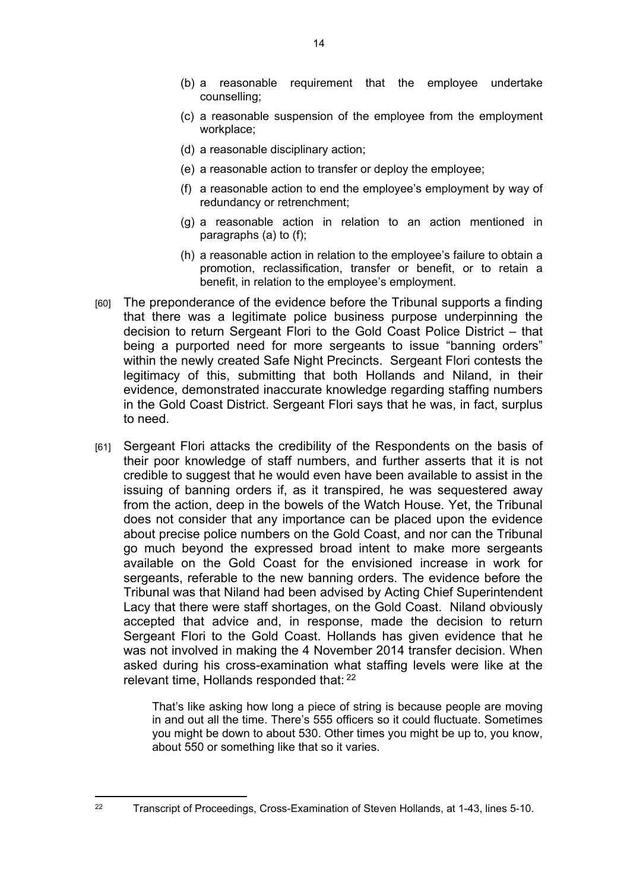(b) a reasonable requirement that the employee undertake counselling;

(c) a reasonable suspension of the employee from the employment workplace;

(d) a reasonable disciplinary action;

(e) a reasonable action to transfer or deploy the employee;

(f) a reasonable action to end the employee's employment by way of redundancy or retrenchment;

(g) a reasonable action in relation to an action mentioned in paragraphs (a) to (f);

(h) a reasonable action in relation to the employee's failure to obtain a promotion, reclassification, transfer or benefit, or to retain a benefit, in relation to the employee's employment.

[60] The preponderance of the evidence before the Tribunal supports a finding that there was a legitimate police business purpose underpinning the decision to return Sergeant Flori to the Gold Coast Police District – that being a purported need for more sergeants to issue "banning orders" within the newly created Safe Night Precincts. Sergeant Flori contests the legitimacy of this, submitting that both Hollands and Niland, in their evidence, demonstrated inaccurate knowledge regarding staffing numbers in the Gold Coast District. Sergeant Flori says that he was, in fact, surplus to need.

[61] Sergeant Flori attacks the credibility of the Respondents on the basis of their poor knowledge of staff numbers, and further asserts that it is not credible to suggest that he would even have been available to assist in the issuing of banning orders if, as it transpired, he was sequestered away from the action, deep in the bowels of the Watch House. Yet, the Tribunal does not consider that any importance can be placed upon the evidence about precise police numbers on the Gold Coast, and nor can the Tribunal go much beyond the expressed broad intent to make more sergeants available on the Gold Coast for the envisioned increase in work for sergeants, referable to the new banning orders. The evidence before the Tribunal was that Niland had been advised by Acting Chief Superintendent Lacy that there were staff shortages, on the Gold Coast. Niland obviously accepted that advice and, in response, made the decision to return Sergeant Flori to the Gold Coast. Hollands has given evidence that he was not involved in making the 4 November 2014 transfer decision. When asked during his cross-examination what staffing levels were like at the relevant time, Hollands responded that: [22]

> That's like asking how long a piece of string is because people are moving in and out all the time. There's 555 officers so it could fluctuate. Sometimes you might be down to about 530. Other times you might be up to, you know, about 550 or something like that so it varies.

---

[22] Transcript of Proceedings, Cross-Examination of Steven Hollands, at 1-43, lines 5-10.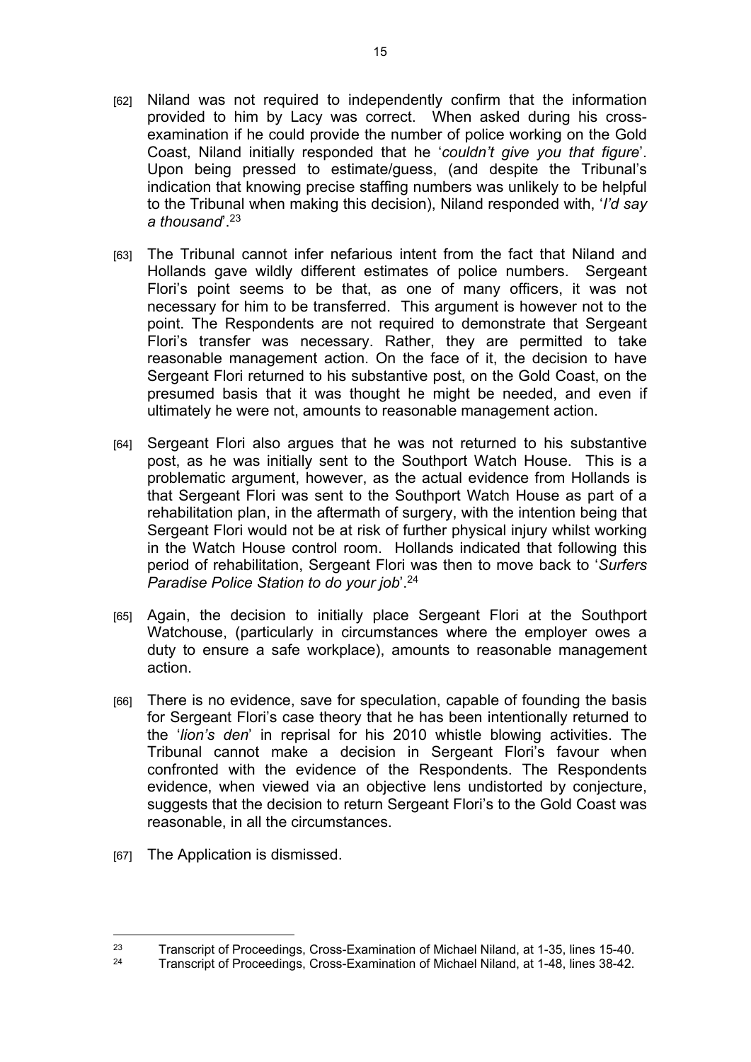[62] Niland was not required to independently confirm that the information provided to him by Lacy was correct. When asked during his cross-examination if he could provide the number of police working on the Gold Coast, Niland initially responded that he '*couldn't give you that figure*'. Upon being pressed to estimate/guess, (and despite the Tribunal's indication that knowing precise staffing numbers was unlikely to be helpful to the Tribunal when making this decision), Niland responded with, '*I'd say a thousand*'.[23]

[63] The Tribunal cannot infer nefarious intent from the fact that Niland and Hollands gave wildly different estimates of police numbers. Sergeant Flori's point seems to be that, as one of many officers, it was not necessary for him to be transferred. This argument is however not to the point. The Respondents are not required to demonstrate that Sergeant Flori's transfer was necessary. Rather, they are permitted to take reasonable management action. On the face of it, the decision to have Sergeant Flori returned to his substantive post, on the Gold Coast, on the presumed basis that it was thought he might be needed, and even if ultimately he were not, amounts to reasonable management action.

[64] Sergeant Flori also argues that he was not returned to his substantive post, as he was initially sent to the Southport Watch House. This is a problematic argument, however, as the actual evidence from Hollands is that Sergeant Flori was sent to the Southport Watch House as part of a rehabilitation plan, in the aftermath of surgery, with the intention being that Sergeant Flori would not be at risk of further physical injury whilst working in the Watch House control room. Hollands indicated that following this period of rehabilitation, Sergeant Flori was then to move back to '*Surfers Paradise Police Station to do your job*'.[24]

[65] Again, the decision to initially place Sergeant Flori at the Southport Watchouse, (particularly in circumstances where the employer owes a duty to ensure a safe workplace), amounts to reasonable management action.

[66] There is no evidence, save for speculation, capable of founding the basis for Sergeant Flori's case theory that he has been intentionally returned to the '*lion's den*' in reprisal for his 2010 whistle blowing activities. The Tribunal cannot make a decision in Sergeant Flori's favour when confronted with the evidence of the Respondents. The Respondents evidence, when viewed via an objective lens undistorted by conjecture, suggests that the decision to return Sergeant Flori's to the Gold Coast was reasonable, in all the circumstances.

[67] The Application is dismissed.

---

[23] Transcript of Proceedings, Cross-Examination of Michael Niland, at 1-35, lines 15-40.

[24] Transcript of Proceedings, Cross-Examination of Michael Niland, at 1-48, lines 38-42.